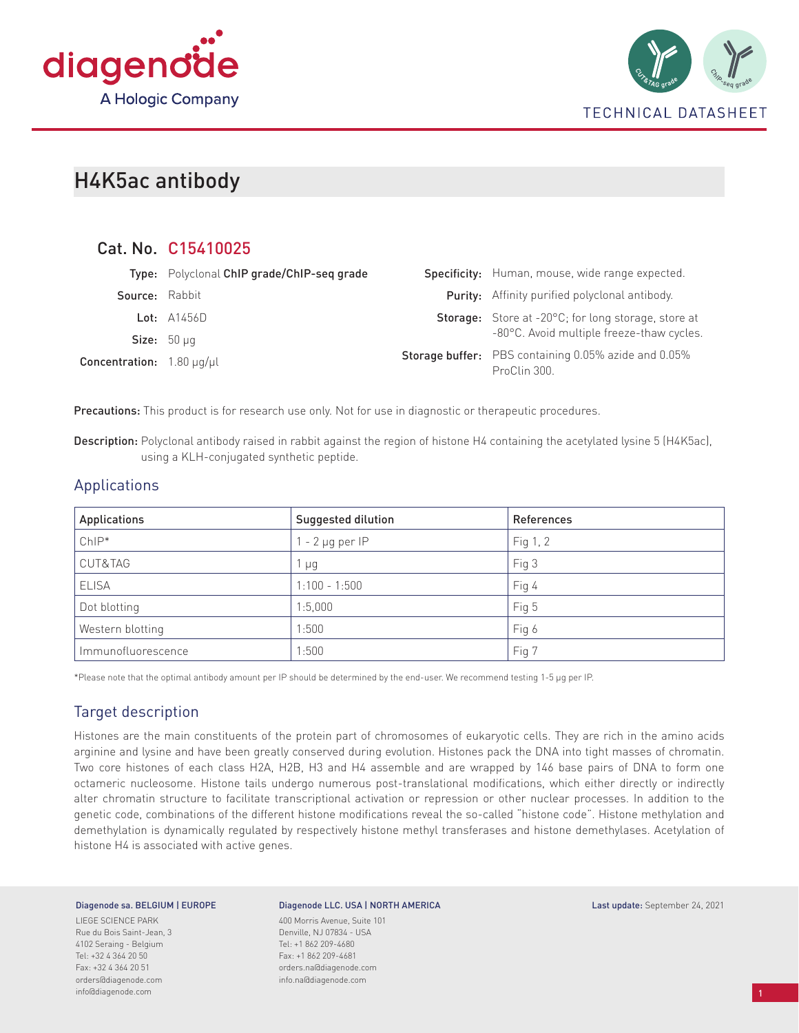TECHNICAL DATASHEET

# H4K5ac antibody

## Cat. No. C15410025

**Type:** Polyclonal **ChIP grade/ChIP-seq grade**

**Source:** Rabbit

**Lot:** A1456D

**Size:** 50 µg

**Concentration:** 1.80 µg/µl

**Specificity:** Human, mouse, wide range expected.

**Purity:** Affinity purified polyclonal antibody.

**Storage:** Store at -20°C; for long storage, store at -80°C. Avoid multiple freeze-thaw cycles.

**Storage buffer:** PBS containing 0.05% azide and 0.05% ProClin 300.

**Precautions:** This product is for research use only. Not for use in diagnostic or therapeutic procedures.

**Description:** Polyclonal antibody raised in rabbit against the region of histone H4 containing the acetylated lysine 5 (H4K5ac), using a KLH-conjugated synthetic peptide.

## Applications

| Applications | Suggested dilution | References |
|---|---|---|
| ChIP* | 1 - 2 µg per IP | Fig 1, 2 |
| CUT&TAG | 1 µg | Fig 3 |
| ELISA | 1:100 - 1:500 | Fig 4 |
| Dot blotting | 1:5,000 | Fig 5 |
| Western blotting | 1:500 | Fig 6 |
| Immunofluorescence | 1:500 | Fig 7 |

*Please note that the optimal antibody amount per IP should be determined by the end-user. We recommend testing 1-5 µg per IP.

## Target description

Histones are the main constituents of the protein part of chromosomes of eukaryotic cells. They are rich in the amino acids arginine and lysine and have been greatly conserved during evolution. Histones pack the DNA into tight masses of chromatin. Two core histones of each class H2A, H2B, H3 and H4 assemble and are wrapped by 146 base pairs of DNA to form one octameric nucleosome. Histone tails undergo numerous post-translational modifications, which either directly or indirectly alter chromatin structure to facilitate transcriptional activation or repression or other nuclear processes. In addition to the genetic code, combinations of the different histone modifications reveal the so-called "histone code". Histone methylation and demethylation is dynamically regulated by respectively histone methyl transferases and histone demethylases. Acetylation of histone H4 is associated with active genes.

**Diagenode sa. BELGIUM | EUROPE**
LIEGE SCIENCE PARK
Rue du Bois Saint-Jean, 3
4102 Seraing - Belgium
Tel: +32 4 364 20 50
Fax: +32 4 364 20 51
orders@diagenode.com
info@diagenode.com

**Diagenode LLC. USA | NORTH AMERICA**
400 Morris Avenue, Suite 101
Denville, NJ 07834 - USA
Tel: +1 862 209-4680
Fax: +1 862 209-4681
orders.na@diagenode.com
info.na@diagenode.com

**Last update:** September 24, 2021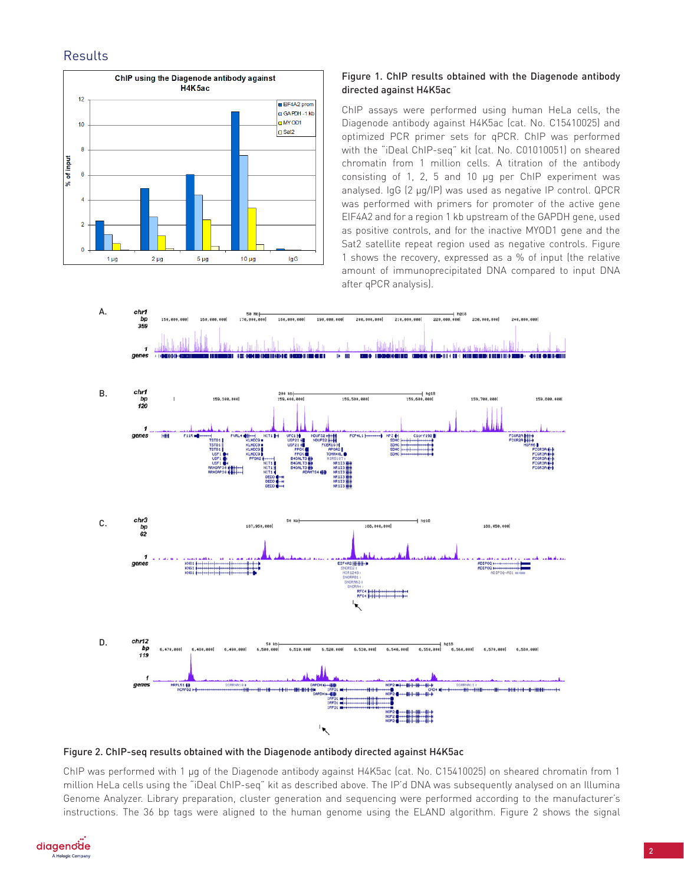## Results

**Figure 1. ChIP results obtained with the Diagenode antibody directed against H4K5ac**

ChIP assays were performed using human HeLa cells, the Diagenode antibody against H4K5ac (cat. No. C15410025) and optimized PCR primer sets for qPCR. ChIP was performed with the "iDeal ChIP-seq" kit (cat. No. C01010051) on sheared chromatin from 1 million cells. A titration of the antibody consisting of 1, 2, 5 and 10 µg per ChIP experiment was analysed. IgG (2 µg/IP) was used as negative IP control. QPCR was performed with primers for promoter of the active gene EIF4A2 and for a region 1 kb upstream of the GAPDH gene, used as positive controls, and for the inactive MYOD1 gene and the Sat2 satellite repeat region used as negative controls. Figure 1 shows the recovery, expressed as a % of input (the relative amount of immunoprecipitated DNA compared to input DNA after qPCR analysis).

**Figure 2. ChIP-seq results obtained with the Diagenode antibody directed against H4K5ac**

ChIP was performed with 1 µg of the Diagenode antibody against H4K5ac (cat. No. C15410025) on sheared chromatin from 1 million HeLa cells using the "iDeal ChIP-seq" kit as described above. The IP'd DNA was subsequently analysed on an Illumina Genome Analyzer. Library preparation, cluster generation and sequencing were performed according to the manufacturer's instructions. The 36 bp tags were aligned to the human genome using the ELAND algorithm. Figure 2 shows the signal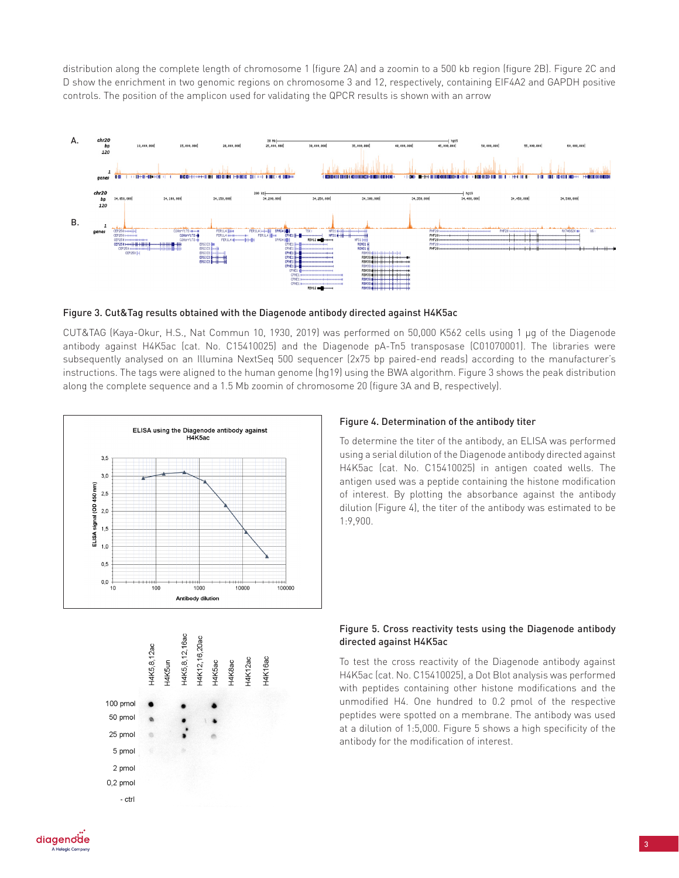distribution along the complete length of chromosome 1 (figure 2A) and a zoomin to a 500 kb region (figure 2B). Figure 2C and D show the enrichment in two genomic regions on chromosome 3 and 12, respectively, containing EIF4A2 and GAPDH positive controls. The position of the amplicon used for validating the QPCR results is shown with an arrow

### Figure 3. Cut&Tag results obtained with the Diagenode antibody directed against H4K5ac

CUT&TAG (Kaya-Okur, H.S., Nat Commun 10, 1930, 2019) was performed on 50,000 K562 cells using 1 µg of the Diagenode antibody against H4K5ac (cat. No. C15410025) and the Diagenode pA-Tn5 transposase (C01070001). The libraries were subsequently analysed on an Illumina NextSeq 500 sequencer (2x75 bp paired-end reads) according to the manufacturer's instructions. The tags were aligned to the human genome (hg19) using the BWA algorithm. Figure 3 shows the peak distribution along the complete sequence and a 1.5 Mb zoomin of chromosome 20 (figure 3A and B, respectively).

### Figure 4. Determination of the antibody titer

To determine the titer of the antibody, an ELISA was performed using a serial dilution of the Diagenode antibody directed against H4K5ac (cat. No. C15410025) in antigen coated wells. The antigen used was a peptide containing the histone modification of interest. By plotting the absorbance against the antibody dilution (Figure 4), the titer of the antibody was estimated to be 1:9,900.

### Figure 5. Cross reactivity tests using the Diagenode antibody directed against H4K5ac

To test the cross reactivity of the Diagenode antibody against H4K5ac (cat. No. C15410025), a Dot Blot analysis was performed with peptides containing other histone modifications and the unmodified H4. One hundred to 0.2 pmol of the respective peptides were spotted on a membrane. The antibody was used at a dilution of 1:5,000. Figure 5 shows a high specificity of the antibody for the modification of interest.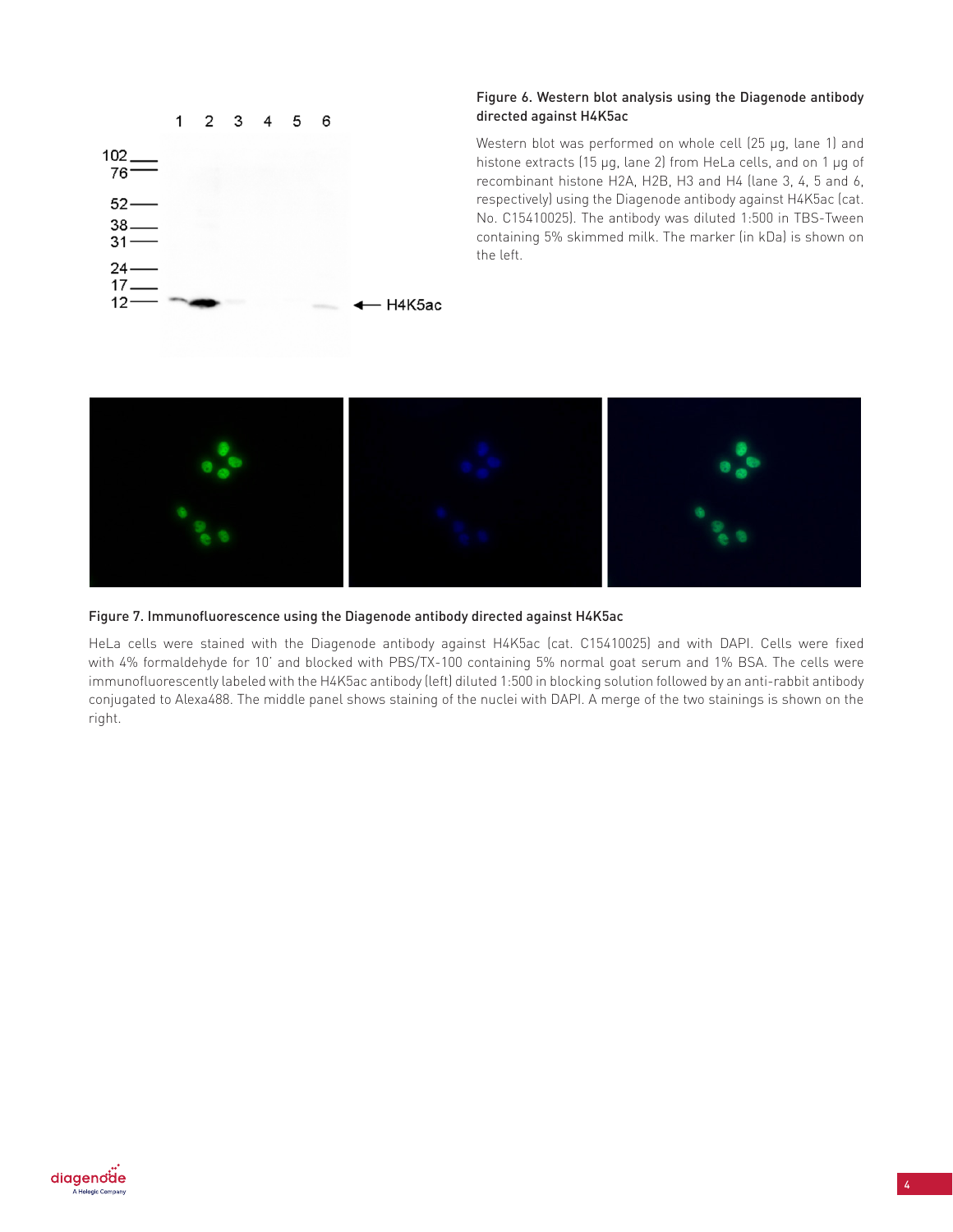1 2 3 4 5 6

102
76
52
38
31
24
17
12

H4K5ac

**Figure 6. Western blot analysis using the Diagenode antibody directed against H4K5ac**

Western blot was performed on whole cell (25 µg, lane 1) and histone extracts (15 µg, lane 2) from HeLa cells, and on 1 µg of recombinant histone H2A, H2B, H3 and H4 (lane 3, 4, 5 and 6, respectively) using the Diagenode antibody against H4K5ac (cat. No. C15410025). The antibody was diluted 1:500 in TBS-Tween containing 5% skimmed milk. The marker (in kDa) is shown on the left.

**Figure 7. Immunofluorescence using the Diagenode antibody directed against H4K5ac**

HeLa cells were stained with the Diagenode antibody against H4K5ac (cat. C15410025) and with DAPI. Cells were fixed with 4% formaldehyde for 10' and blocked with PBS/TX-100 containing 5% normal goat serum and 1% BSA. The cells were immunofluorescently labeled with the H4K5ac antibody (left) diluted 1:500 in blocking solution followed by an anti-rabbit antibody conjugated to Alexa488. The middle panel shows staining of the nuclei with DAPI. A merge of the two stainings is shown on the right.